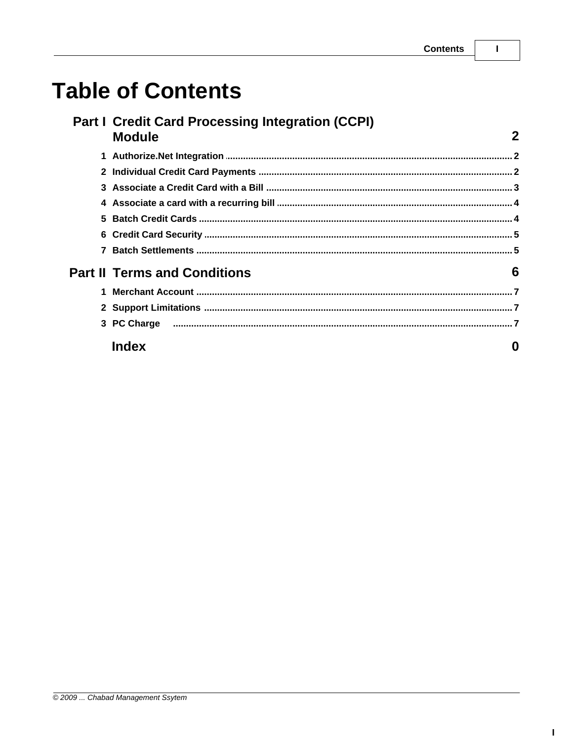# Table of Contents

**Part I Credit Card Processing Integration (CCPI) Module** **2**

1. Authorize.Net Integration ..... 2
2. Individual Credit Card Payments ..... 2
3. Associate a Credit Card with a Bill ..... 3
4. Associate a card with a recurring bill ..... 4
5. Batch Credit Cards ..... 4
6. Credit Card Security ..... 5
7. Batch Settlements ..... 5

**Part II Terms and Conditions** **6**

1. Merchant Account ..... 7
2. Support Limitations ..... 7
3. PC Charge ..... 7

**Index** **0**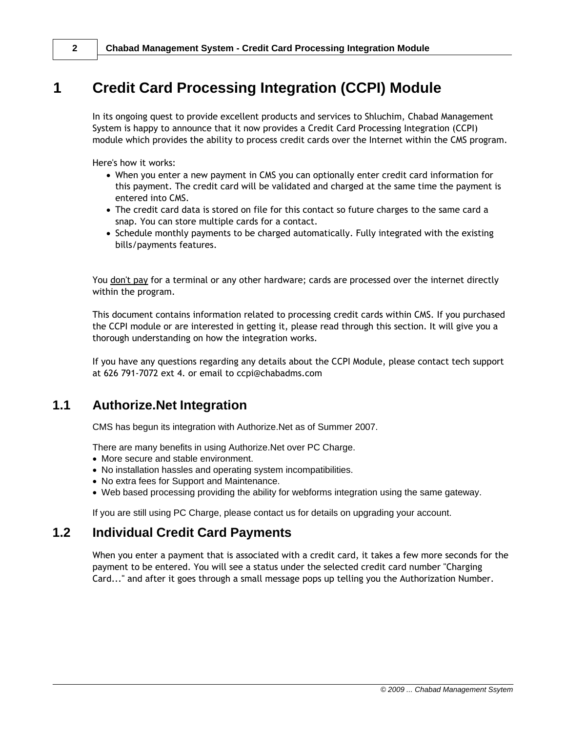# 1 Credit Card Processing Integration (CCPI) Module

In its ongoing quest to provide excellent products and services to Shluchim, Chabad Management System is happy to announce that it now provides a Credit Card Processing Integration (CCPI) module which provides the ability to process credit cards over the Internet within the CMS program.

Here's how it works:

- When you enter a new payment in CMS you can optionally enter credit card information for this payment. The credit card will be validated and charged at the same time the payment is entered into CMS.
- The credit card data is stored on file for this contact so future charges to the same card a snap. You can store multiple cards for a contact.
- Schedule monthly payments to be charged automatically. Fully integrated with the existing bills/payments features.

You <u>don't pay</u> for a terminal or any other hardware; cards are processed over the internet directly within the program.

This document contains information related to processing credit cards within CMS. If you purchased the CCPI module or are interested in getting it, please read through this section. It will give you a thorough understanding on how the integration works.

If you have any questions regarding any details about the CCPI Module, please contact tech support at 626 791-7072 ext 4. or email to ccpi@chabadms.com

## 1.1 Authorize.Net Integration

CMS has begun its integration with Authorize.Net as of Summer 2007.

There are many benefits in using Authorize.Net over PC Charge.

- More secure and stable environment.
- No installation hassles and operating system incompatibilities.
- No extra fees for Support and Maintenance.
- Web based processing providing the ability for webforms integration using the same gateway.

If you are still using PC Charge, please contact us for details on upgrading your account.

## 1.2 Individual Credit Card Payments

When you enter a payment that is associated with a credit card, it takes a few more seconds for the payment to be entered. You will see a status under the selected credit card number "Charging Card..." and after it goes through a small message pops up telling you the Authorization Number.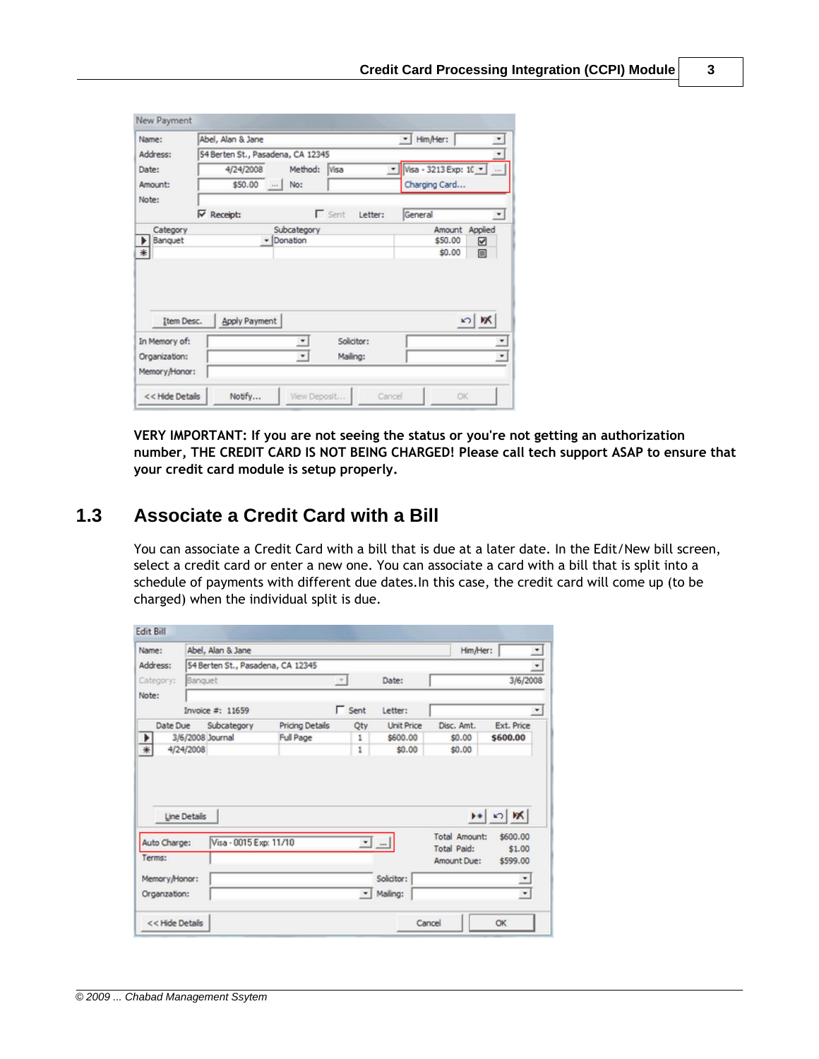**VERY IMPORTANT: If you are not seeing the status or you're not getting an authorization number, THE CREDIT CARD IS NOT BEING CHARGED! Please call tech support ASAP to ensure that your credit card module is setup properly.**

## 1.3 Associate a Credit Card with a Bill

You can associate a Credit Card with a bill that is due at a later date. In the Edit/New bill screen, select a credit card or enter a new one. You can associate a card with a bill that is split into a schedule of payments with different due dates.In this case, the credit card will come up (to be charged) when the individual split is due.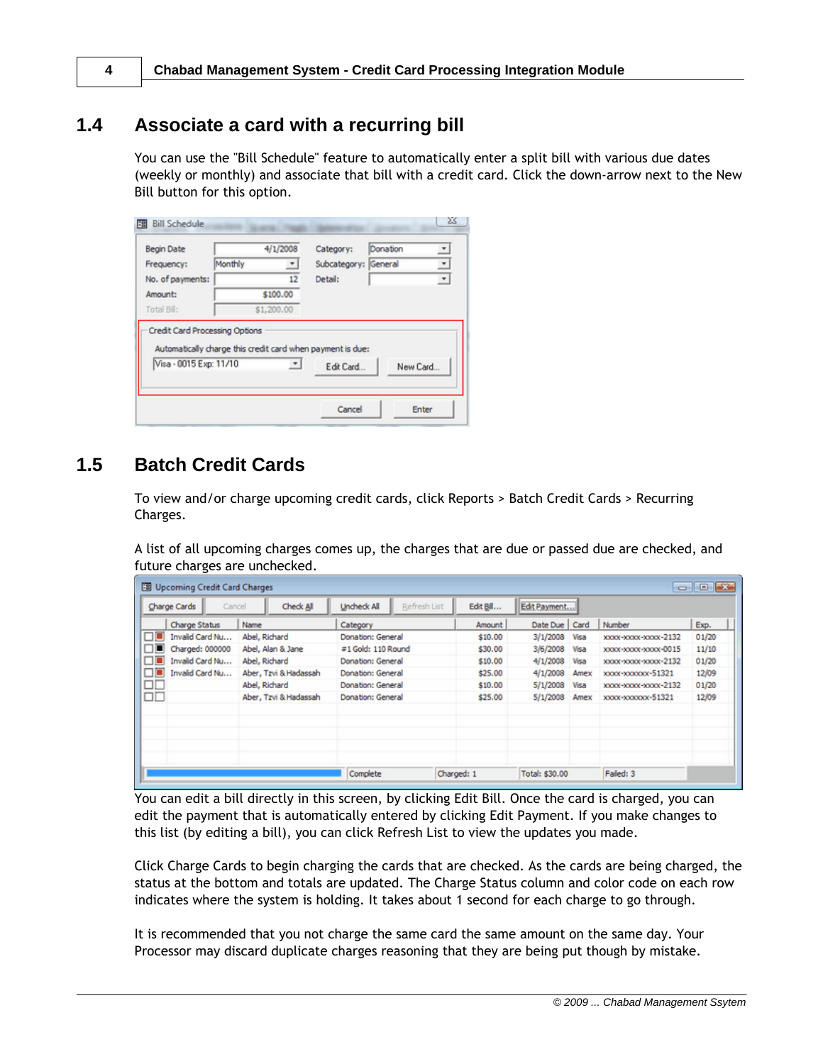## 1.4 Associate a card with a recurring bill

You can use the "Bill Schedule" feature to automatically enter a split bill with various due dates (weekly or monthly) and associate that bill with a credit card. Click the down-arrow next to the New Bill button for this option.

## 1.5 Batch Credit Cards

To view and/or charge upcoming credit cards, click Reports > Batch Credit Cards > Recurring Charges.

A list of all upcoming charges comes up, the charges that are due or passed due are checked, and future charges are unchecked.

You can edit a bill directly in this screen, by clicking Edit Bill. Once the card is charged, you can edit the payment that is automatically entered by clicking Edit Payment. If you make changes to this list (by editing a bill), you can click Refresh List to view the updates you made.

Click Charge Cards to begin charging the cards that are checked. As the cards are being charged, the status at the bottom and totals are updated. The Charge Status column and color code on each row indicates where the system is holding. It takes about 1 second for each charge to go through.

It is recommended that you not charge the same card the same amount on the same day. Your Processor may discard duplicate charges reasoning that they are being put though by mistake.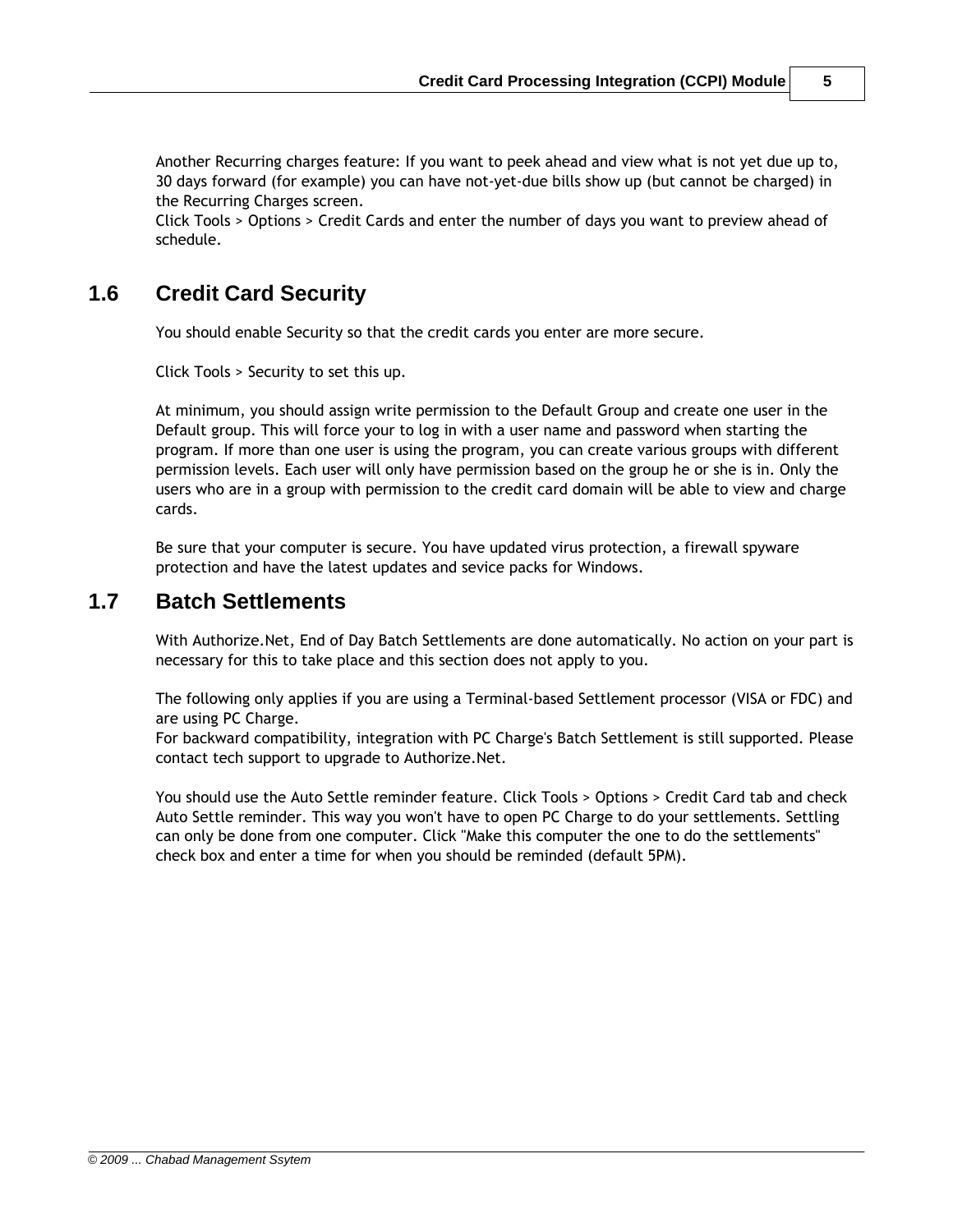Another Recurring charges feature: If you want to peek ahead and view what is not yet due up to, 30 days forward (for example) you can have not-yet-due bills show up (but cannot be charged) in the Recurring Charges screen.
Click Tools > Options > Credit Cards and enter the number of days you want to preview ahead of schedule.

## 1.6 Credit Card Security

You should enable Security so that the credit cards you enter are more secure.

Click Tools > Security to set this up.

At minimum, you should assign write permission to the Default Group and create one user in the Default group. This will force your to log in with a user name and password when starting the program. If more than one user is using the program, you can create various groups with different permission levels. Each user will only have permission based on the group he or she is in. Only the users who are in a group with permission to the credit card domain will be able to view and charge cards.

Be sure that your computer is secure. You have updated virus protection, a firewall spyware protection and have the latest updates and sevice packs for Windows.

## 1.7 Batch Settlements

With Authorize.Net, End of Day Batch Settlements are done automatically. No action on your part is necessary for this to take place and this section does not apply to you.

The following only applies if you are using a Terminal-based Settlement processor (VISA or FDC) and are using PC Charge.
For backward compatibility, integration with PC Charge's Batch Settlement is still supported. Please contact tech support to upgrade to Authorize.Net.

You should use the Auto Settle reminder feature. Click Tools > Options > Credit Card tab and check Auto Settle reminder. This way you won't have to open PC Charge to do your settlements. Settling can only be done from one computer. Click "Make this computer the one to do the settlements" check box and enter a time for when you should be reminded (default 5PM).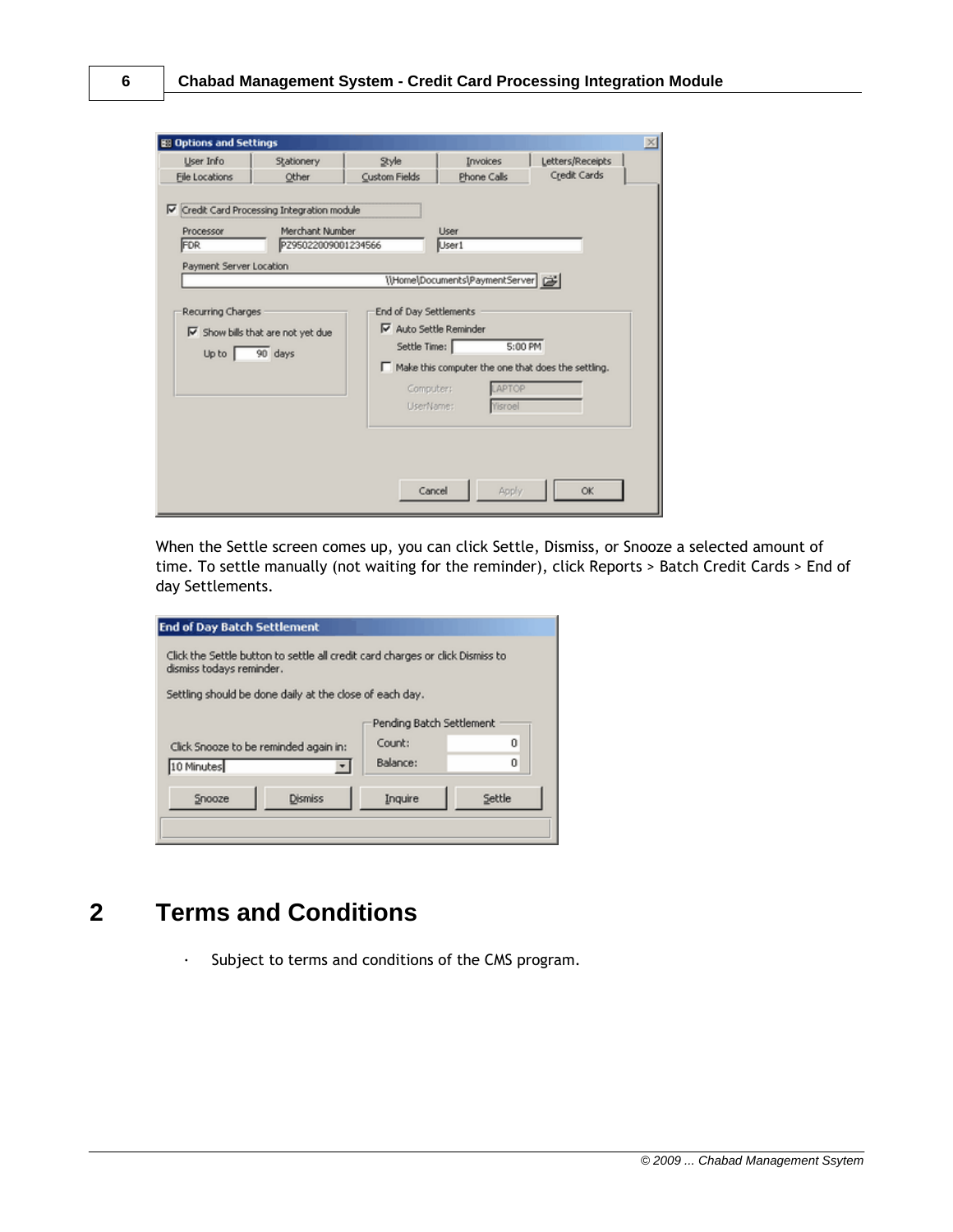When the Settle screen comes up, you can click Settle, Dismiss, or Snooze a selected amount of time. To settle manually (not waiting for the reminder), click Reports > Batch Credit Cards > End of day Settlements.

# 2 Terms and Conditions

- Subject to terms and conditions of the CMS program.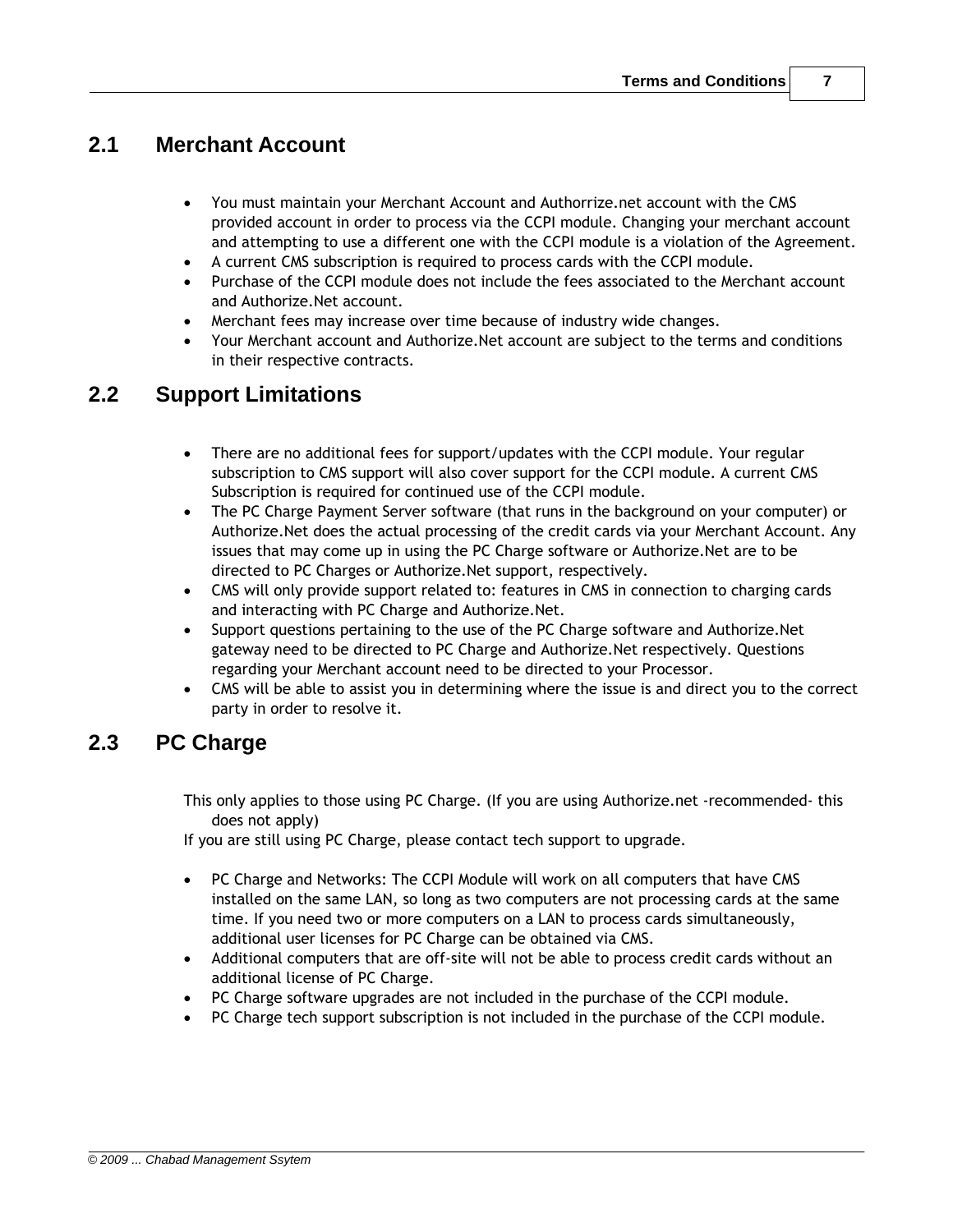## 2.1 Merchant Account

- You must maintain your Merchant Account and Authorrize.net account with the CMS provided account in order to process via the CCPI module. Changing your merchant account and attempting to use a different one with the CCPI module is a violation of the Agreement.
- A current CMS subscription is required to process cards with the CCPI module.
- Purchase of the CCPI module does not include the fees associated to the Merchant account and Authorize.Net account.
- Merchant fees may increase over time because of industry wide changes.
- Your Merchant account and Authorize.Net account are subject to the terms and conditions in their respective contracts.

## 2.2 Support Limitations

- There are no additional fees for support/updates with the CCPI module. Your regular subscription to CMS support will also cover support for the CCPI module. A current CMS Subscription is required for continued use of the CCPI module.
- The PC Charge Payment Server software (that runs in the background on your computer) or Authorize.Net does the actual processing of the credit cards via your Merchant Account. Any issues that may come up in using the PC Charge software or Authorize.Net are to be directed to PC Charges or Authorize.Net support, respectively.
- CMS will only provide support related to: features in CMS in connection to charging cards and interacting with PC Charge and Authorize.Net.
- Support questions pertaining to the use of the PC Charge software and Authorize.Net gateway need to be directed to PC Charge and Authorize.Net respectively. Questions regarding your Merchant account need to be directed to your Processor.
- CMS will be able to assist you in determining where the issue is and direct you to the correct party in order to resolve it.

## 2.3 PC Charge

This only applies to those using PC Charge. (If you are using Authorize.net -recommended- this does not apply)
If you are still using PC Charge, please contact tech support to upgrade.

- PC Charge and Networks: The CCPI Module will work on all computers that have CMS installed on the same LAN, so long as two computers are not processing cards at the same time. If you need two or more computers on a LAN to process cards simultaneously, additional user licenses for PC Charge can be obtained via CMS.
- Additional computers that are off-site will not be able to process credit cards without an additional license of PC Charge.
- PC Charge software upgrades are not included in the purchase of the CCPI module.
- PC Charge tech support subscription is not included in the purchase of the CCPI module.